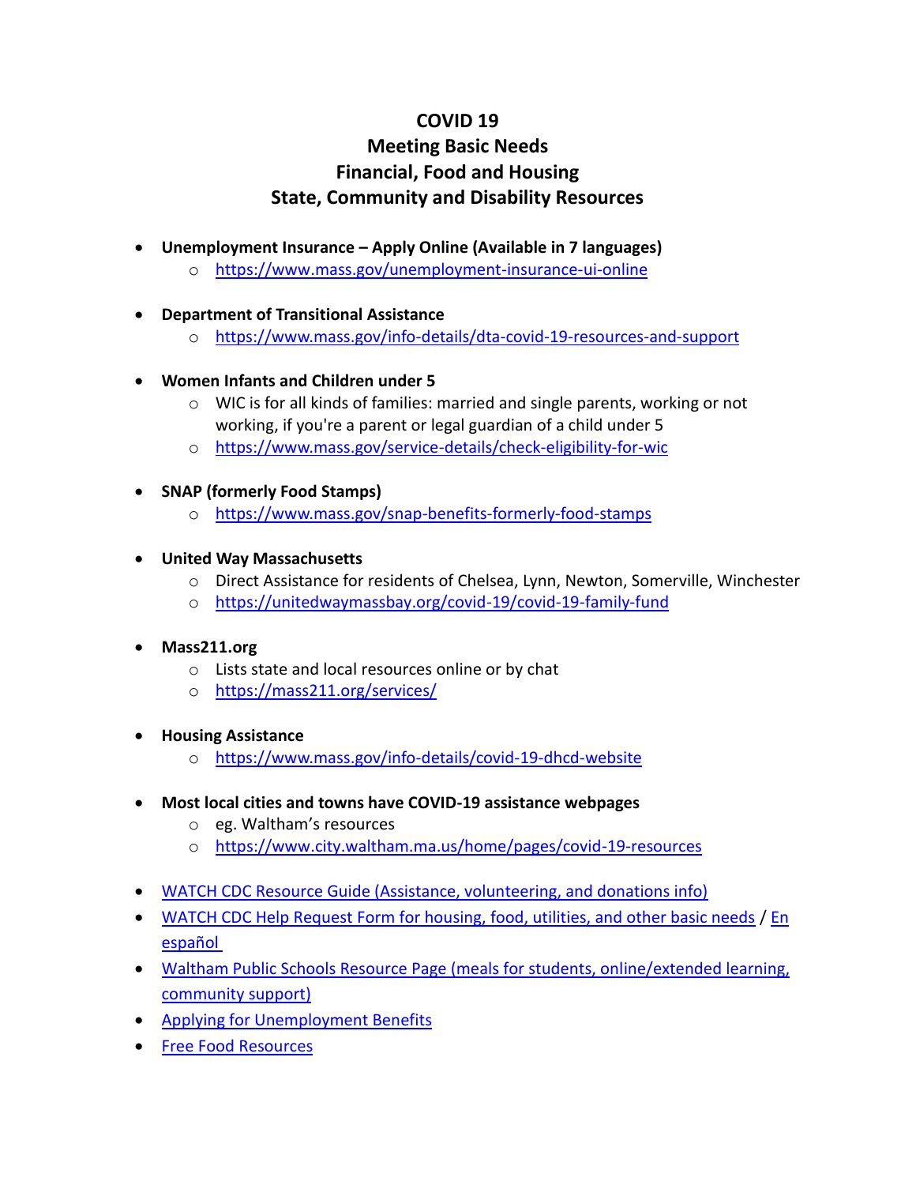# COVID 19
## Meeting Basic Needs
## Financial, Food and Housing
## State, Community and Disability Resources

- **Unemployment Insurance – Apply Online (Available in 7 languages)**
  - https://www.mass.gov/unemployment-insurance-ui-online

- **Department of Transitional Assistance**
  - https://www.mass.gov/info-details/dta-covid-19-resources-and-support

- **Women Infants and Children under 5**
  - WIC is for all kinds of families: married and single parents, working or not working, if you're a parent or legal guardian of a child under 5
  - https://www.mass.gov/service-details/check-eligibility-for-wic

- **SNAP (formerly Food Stamps)**
  - https://www.mass.gov/snap-benefits-formerly-food-stamps

- **United Way Massachusetts**
  - Direct Assistance for residents of Chelsea, Lynn, Newton, Somerville, Winchester
  - https://unitedwaymassbay.org/covid-19/covid-19-family-fund

- **Mass211.org**
  - Lists state and local resources online or by chat
  - https://mass211.org/services/

- **Housing Assistance**
  - https://www.mass.gov/info-details/covid-19-dhcd-website

- **Most local cities and towns have COVID-19 assistance webpages**
  - eg. Waltham's resources
  - https://www.city.waltham.ma.us/home/pages/covid-19-resources

- WATCH CDC Resource Guide (Assistance, volunteering, and donations info)
- WATCH CDC Help Request Form for housing, food, utilities, and other basic needs / En español
- Waltham Public Schools Resource Page (meals for students, online/extended learning, community support)
- Applying for Unemployment Benefits
- Free Food Resources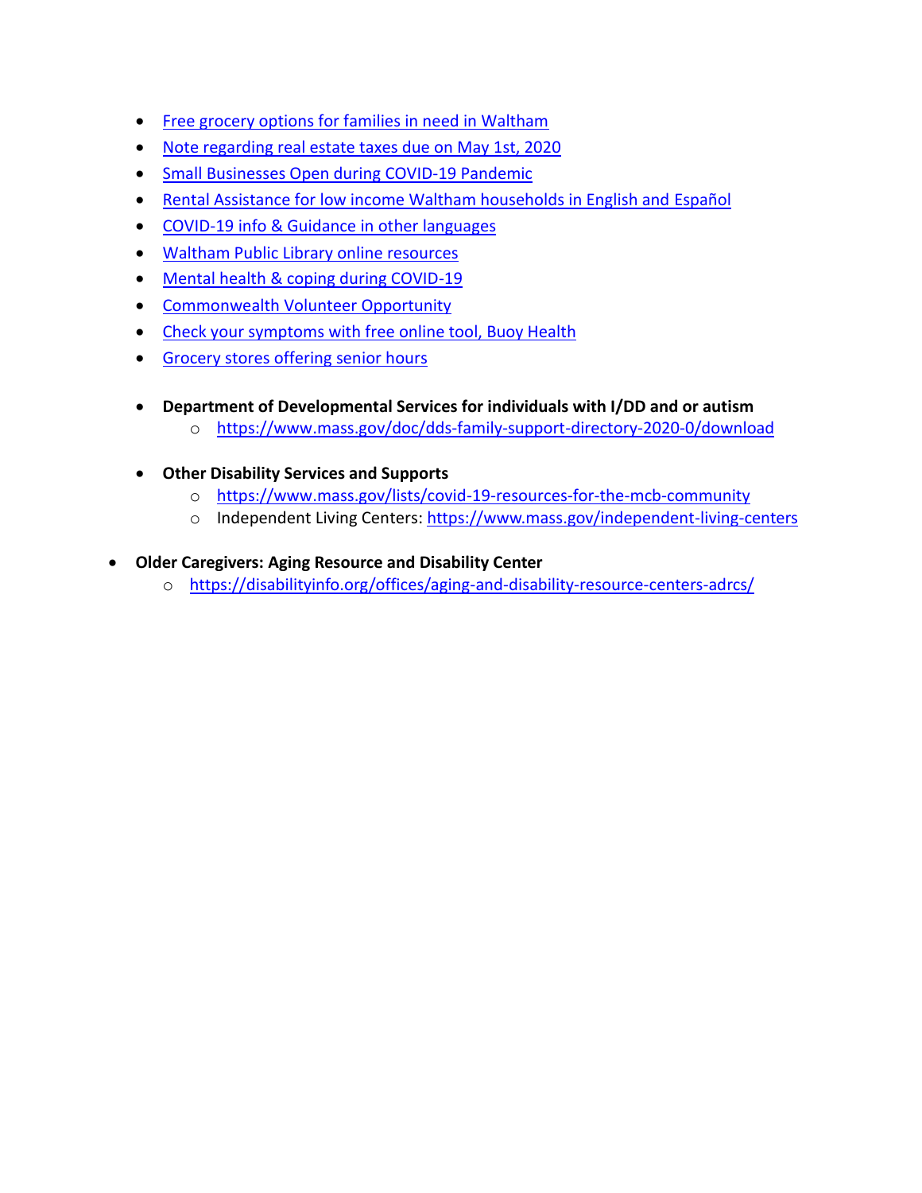- Free grocery options for families in need in Waltham
- Note regarding real estate taxes due on May 1st, 2020
- Small Businesses Open during COVID-19 Pandemic
- Rental Assistance for low income Waltham households in English and Español
- COVID-19 info & Guidance in other languages
- Waltham Public Library online resources
- Mental health & coping during COVID-19
- Commonwealth Volunteer Opportunity
- Check your symptoms with free online tool, Buoy Health
- Grocery stores offering senior hours

- **Department of Developmental Services for individuals with I/DD and or autism**
  - https://www.mass.gov/doc/dds-family-support-directory-2020-0/download

- **Other Disability Services and Supports**
  - https://www.mass.gov/lists/covid-19-resources-for-the-mcb-community
  - Independent Living Centers: https://www.mass.gov/independent-living-centers

- **Older Caregivers: Aging Resource and Disability Center**
  - https://disabilityinfo.org/offices/aging-and-disability-resource-centers-adrcs/